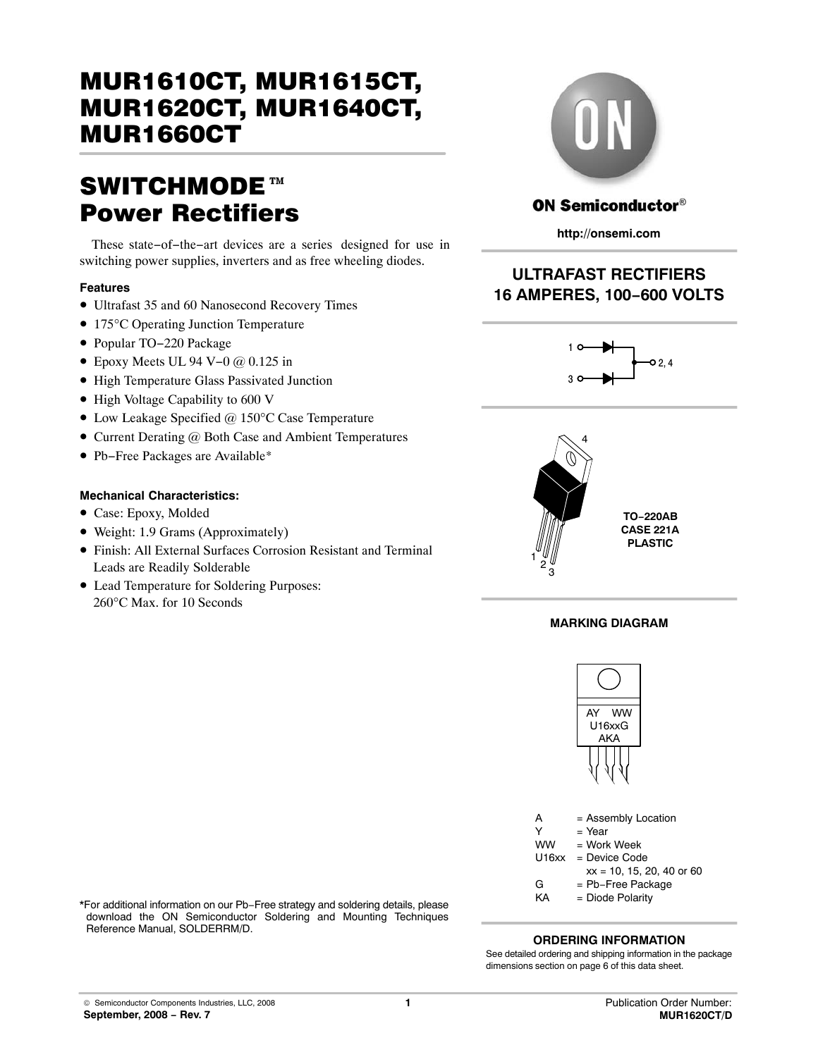# MUR1610CT, MUR1615CT, MUR1620CT, MUR1640CT, MUR1660CT

## SWITCHMODE ™ Power Rectifiers

These state−of−the−art devices are a series designed for use in switching power supplies, inverters and as free wheeling diodes.

**Features**

- Ultrafast 35 and 60 Nanosecond Recovery Times
- 175°C Operating Junction Temperature
- Popular TO−220 Package
- Epoxy Meets UL 94 V−0 @ 0.125 in
- High Temperature Glass Passivated Junction
- High Voltage Capability to 600 V
- Low Leakage Specified @ 150°C Case Temperature
- Current Derating @ Both Case and Ambient Temperatures
- Pb−Free Packages are Available*

**Mechanical Characteristics:**

- Case: Epoxy, Molded
- Weight: 1.9 Grams (Approximately)
- Finish: All External Surfaces Corrosion Resistant and Terminal Leads are Readily Solderable
- Lead Temperature for Soldering Purposes: 260°C Max. for 10 Seconds

*For additional information on our Pb−Free strategy and soldering details, please download the ON Semiconductor Soldering and Mounting Techniques Reference Manual, SOLDERRM/D.

**ON Semiconductor®**

**http://onsemi.com**

### ULTRAFAST RECTIFIERS 16 AMPERES, 100−600 VOLTS

1 — 2, 4

3 — 2, 4

4

1 2 3

**TO−220AB CASE 221A PLASTIC**

**MARKING DIAGRAM**

AY WW
U16xxG
AKA

| | |
|---|---|
| A | = Assembly Location |
| Y | = Year |
| WW | = Work Week |
| U16xx | = Device Code<br>xx = 10, 15, 20, 40 or 60 |
| G | = Pb−Free Package |
| KA | = Diode Polarity |

**ORDERING INFORMATION**

See detailed ordering and shipping information in the package dimensions section on page 6 of this data sheet.

© Semiconductor Components Industries, LLC, 2008
**September, 2008 − Rev. 7**

Publication Order Number:
**MUR1620CT/D**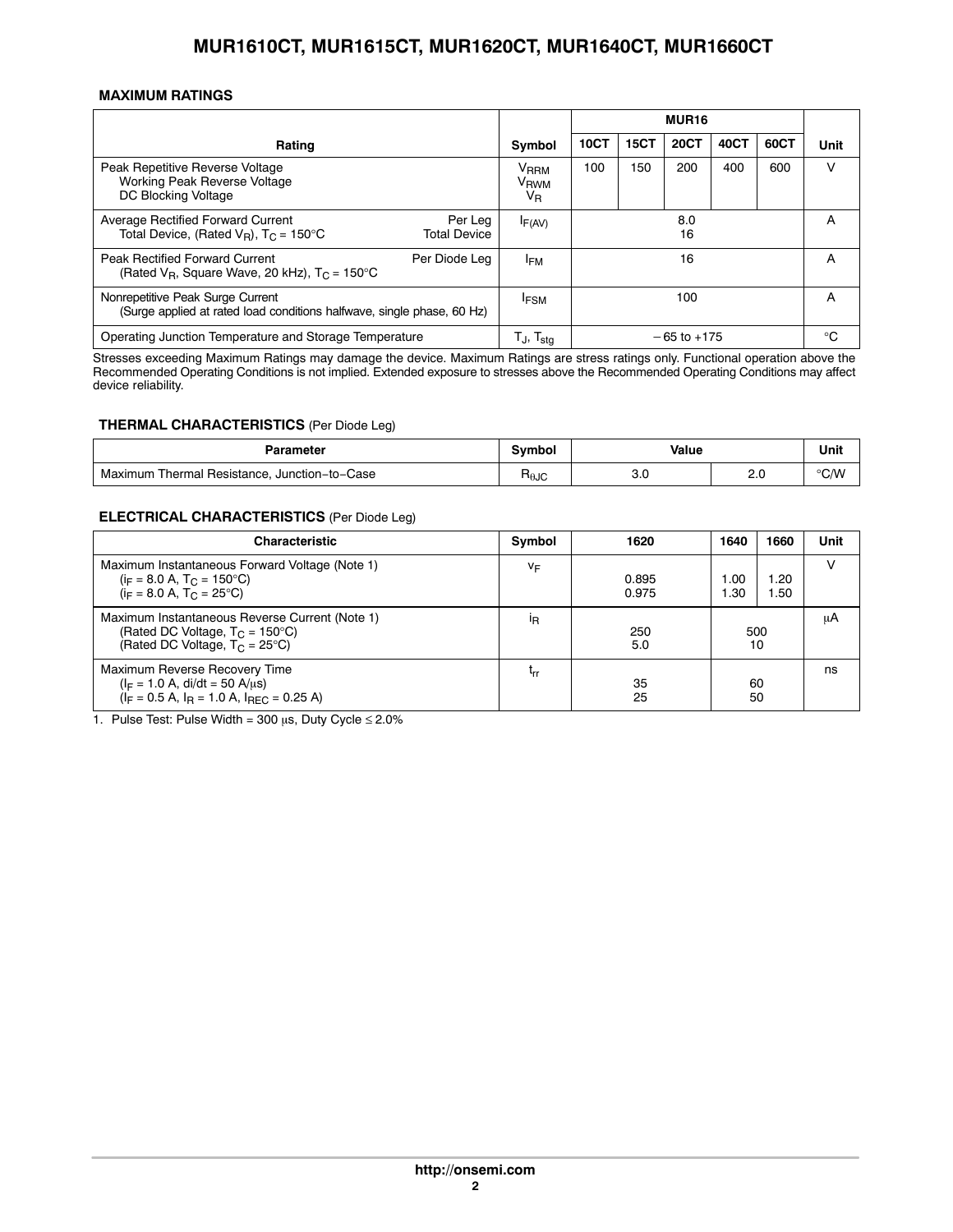## MAXIMUM RATINGS

| Rating | Symbol | MUR16 | | | | | Unit |
|---|---|---|---|---|---|---|---|
| | | 10CT | 15CT | 20CT | 40CT | 60CT | |
| Peak Repetitive Reverse Voltage<br>Working Peak Reverse Voltage<br>DC Blocking Voltage | $V_{RRM}$<br>$V_{RWM}$<br>$V_R$ | 100 | 150 | 200 | 400 | 600 | V |
| Average Rectified Forward Current — Per Leg<br>Total Device, (Rated $V_R$), $T_C$ = 150°C — Total Device | $I_{F(AV)}$ | 8.0<br>16 | | | | | A |
| Peak Rectified Forward Current — Per Diode Leg<br>(Rated $V_R$, Square Wave, 20 kHz), $T_C$ = 150°C | $I_{FM}$ | 16 | | | | | A |
| Nonrepetitive Peak Surge Current<br>(Surge applied at rated load conditions halfwave, single phase, 60 Hz) | $I_{FSM}$ | 100 | | | | | A |
| Operating Junction Temperature and Storage Temperature | $T_J$, $T_{stg}$ | −65 to +175 | | | | | °C |

Stresses exceeding Maximum Ratings may damage the device. Maximum Ratings are stress ratings only. Functional operation above the Recommended Operating Conditions is not implied. Extended exposure to stresses above the Recommended Operating Conditions may affect device reliability.

### THERMAL CHARACTERISTICS (Per Diode Leg)

| Parameter | Symbol | Value | | Unit |
|---|---|---|---|---|
| Maximum Thermal Resistance, Junction−to−Case | $R_{\theta JC}$ | 3.0 | 2.0 | °C/W |

### ELECTRICAL CHARACTERISTICS (Per Diode Leg)

| Characteristic | Symbol | 1620 | 1640 | 1660 | Unit |
|---|---|---|---|---|---|
| Maximum Instantaneous Forward Voltage (Note 1)<br>($i_F$ = 8.0 A, $T_C$ = 150°C)<br>($i_F$ = 8.0 A, $T_C$ = 25°C) | $v_F$ | <br>0.895<br>0.975 | <br>1.00<br>1.30 | <br>1.20<br>1.50 | V |
| Maximum Instantaneous Reverse Current (Note 1)<br>(Rated DC Voltage, $T_C$ = 150°C)<br>(Rated DC Voltage, $T_C$ = 25°C) | $i_R$ | <br>250<br>5.0 | <br>500<br>10 | | μA |
| Maximum Reverse Recovery Time<br>($I_F$ = 1.0 A, di/dt = 50 A/μs)<br>($I_F$ = 0.5 A, $I_R$ = 1.0 A, $I_{REC}$ = 0.25 A) | $t_{rr}$ | <br>35<br>25 | <br>60<br>50 | | ns |

1. Pulse Test: Pulse Width = 300 μs, Duty Cycle ≤ 2.0%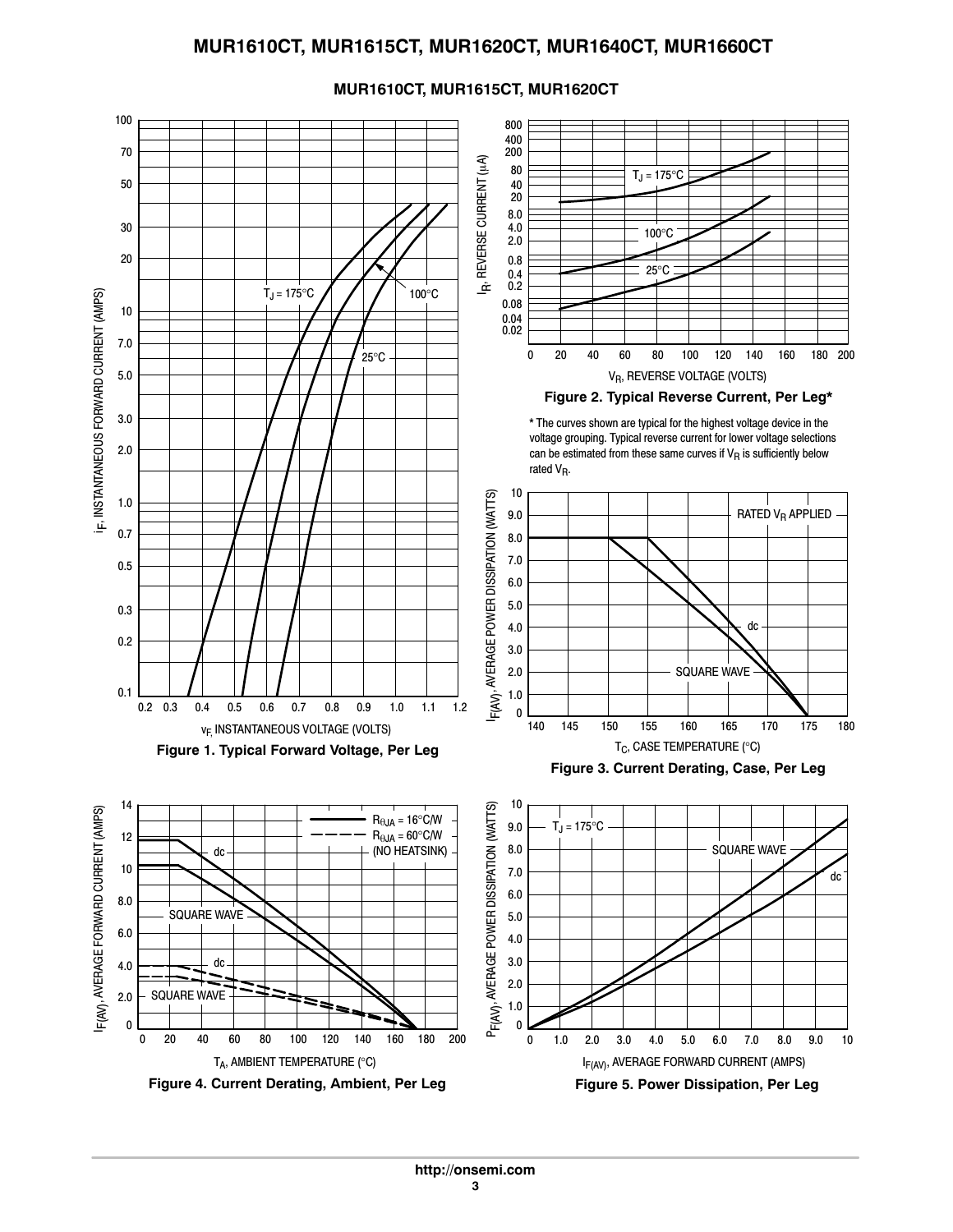## MUR1610CT, MUR1615CT, MUR1620CT

**Figure 1. Typical Forward Voltage, Per Leg**

**Figure 2. Typical Reverse Current, Per Leg***

* The curves shown are typical for the highest voltage device in the voltage grouping. Typical reverse current for lower voltage selections can be estimated from these same curves if $V_R$ is sufficiently below rated $V_R$.

**Figure 3. Current Derating, Case, Per Leg**

**Figure 4. Current Derating, Ambient, Per Leg**

**Figure 5. Power Dissipation, Per Leg**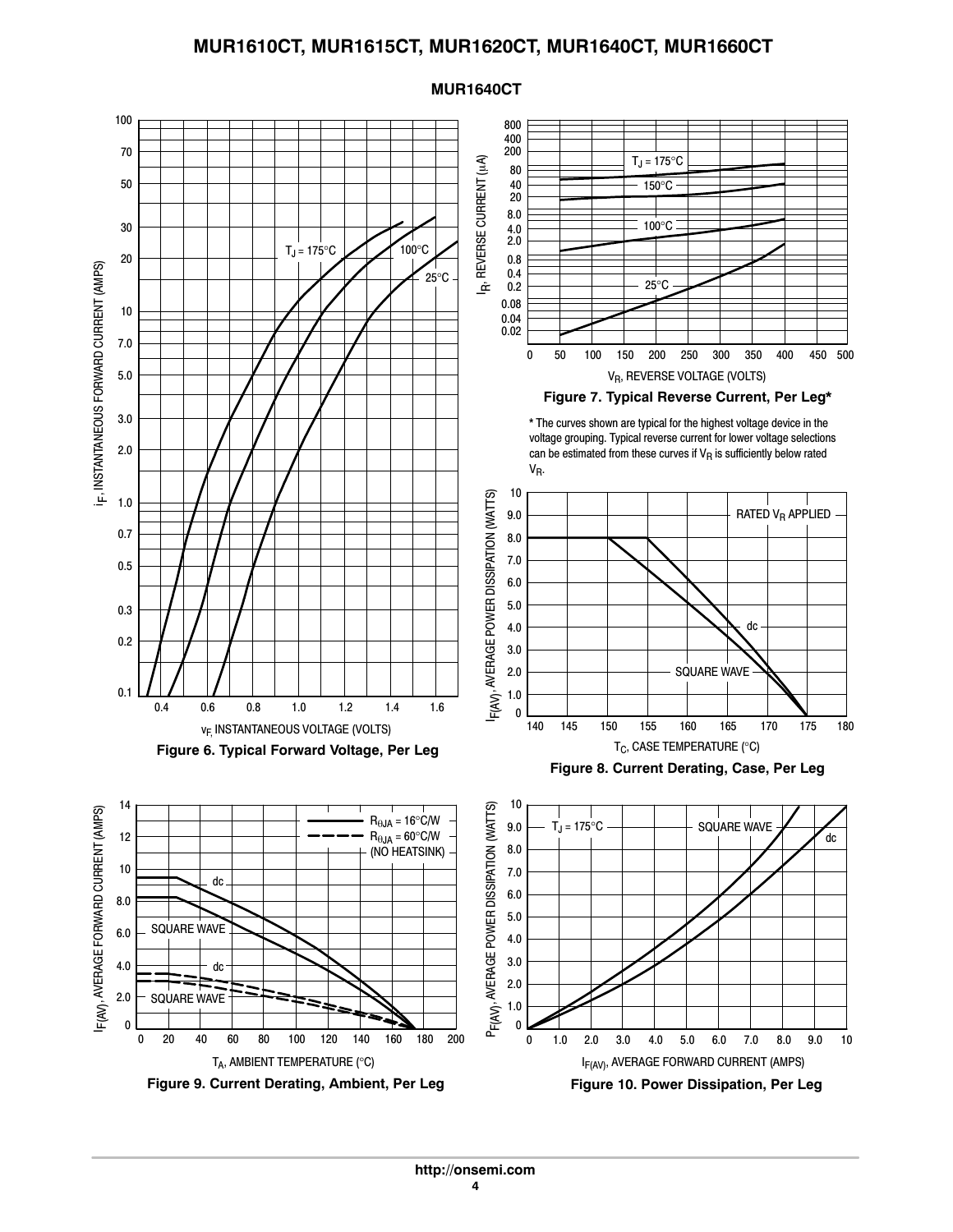## MUR1640CT

**Figure 6. Typical Forward Voltage, Per Leg**

**Figure 7. Typical Reverse Current, Per Leg***

* The curves shown are typical for the highest voltage device in the voltage grouping. Typical reverse current for lower voltage selections can be estimated from these curves if $V_R$ is sufficiently below rated $V_R$.

**Figure 8. Current Derating, Case, Per Leg**

**Figure 9. Current Derating, Ambient, Per Leg**

**Figure 10. Power Dissipation, Per Leg**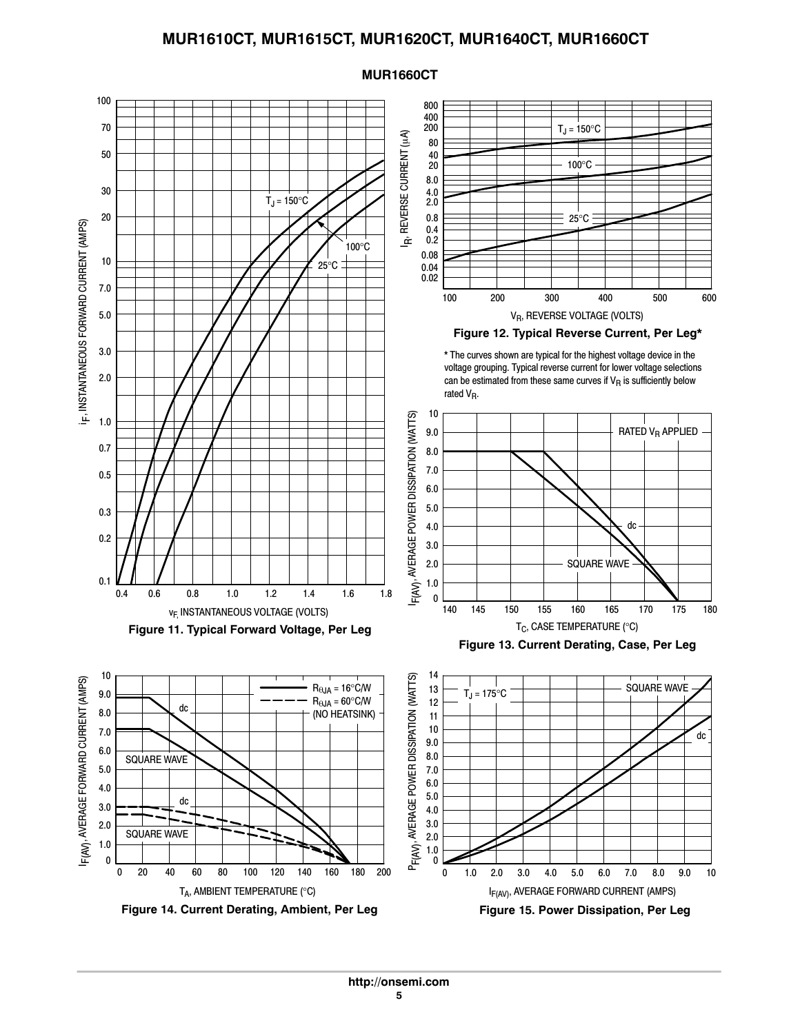## MUR1660CT

Figure 11. Typical Forward Voltage, Per Leg

Figure 12. Typical Reverse Current, Per Leg*

* The curves shown are typical for the highest voltage device in the voltage grouping. Typical reverse current for lower voltage selections can be estimated from these same curves if $V_R$ is sufficiently below rated $V_R$.

Figure 13. Current Derating, Case, Per Leg

Figure 14. Current Derating, Ambient, Per Leg

Figure 15. Power Dissipation, Per Leg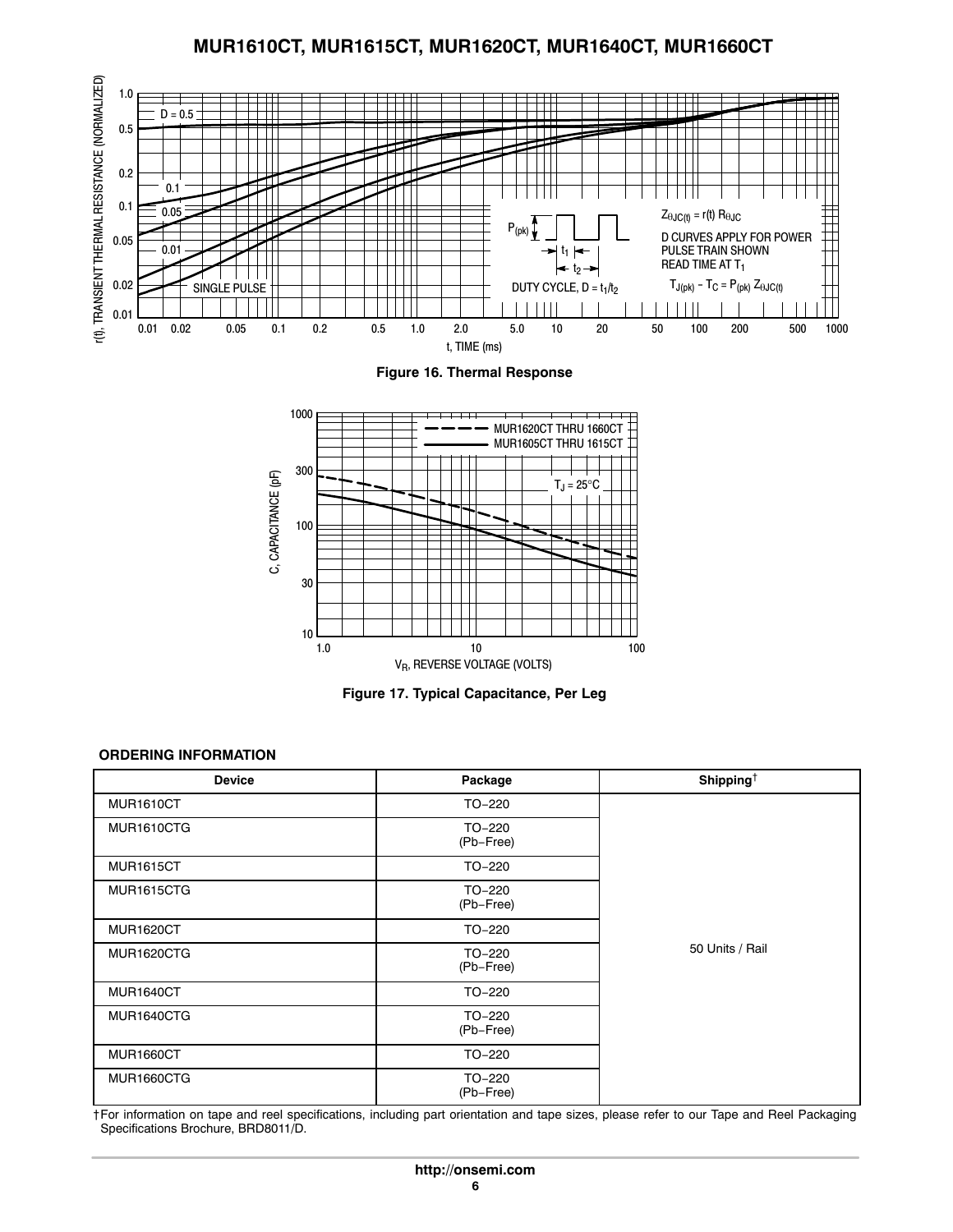Figure 16. Thermal Response

Figure 17. Typical Capacitance, Per Leg

**ORDERING INFORMATION**

| Device | Package | Shipping† |
|---|---|---|
| MUR1610CT | TO−220 | 50 Units / Rail |
| MUR1610CTG | TO−220 (Pb−Free) | |
| MUR1615CT | TO−220 | |
| MUR1615CTG | TO−220 (Pb−Free) | |
| MUR1620CT | TO−220 | |
| MUR1620CTG | TO−220 (Pb−Free) | |
| MUR1640CT | TO−220 | |
| MUR1640CTG | TO−220 (Pb−Free) | |
| MUR1660CT | TO−220 | |
| MUR1660CTG | TO−220 (Pb−Free) | |

†For information on tape and reel specifications, including part orientation and tape sizes, please refer to our Tape and Reel Packaging Specifications Brochure, BRD8011/D.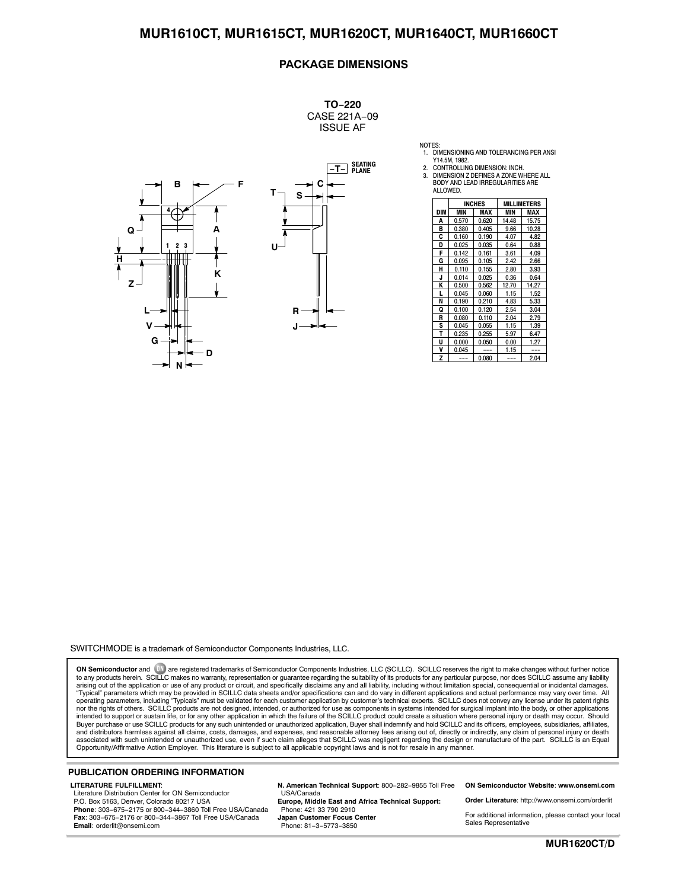## PACKAGE DIMENSIONS

**TO−220**
CASE 221A−09
ISSUE AF

B
F
T
S
C
−T− SEATING PLANE
4
Q
A
1 2 3
U
H
K
Z
L
V
R
J
G
D
N

NOTES:
1. DIMENSIONING AND TOLERANCING PER ANSI Y14.5M, 1982.
2. CONTROLLING DIMENSION: INCH.
3. DIMENSION Z DEFINES A ZONE WHERE ALL BODY AND LEAD IRREGULARITIES ARE ALLOWED.

| DIM | INCHES | | MILLIMETERS | |
|---|---|---|---|---|
| | MIN | MAX | MIN | MAX |
| A | 0.570 | 0.620 | 14.48 | 15.75 |
| B | 0.380 | 0.405 | 9.66 | 10.28 |
| C | 0.160 | 0.190 | 4.07 | 4.82 |
| D | 0.025 | 0.035 | 0.64 | 0.88 |
| F | 0.142 | 0.161 | 3.61 | 4.09 |
| G | 0.095 | 0.105 | 2.42 | 2.66 |
| H | 0.110 | 0.155 | 2.80 | 3.93 |
| J | 0.014 | 0.025 | 0.36 | 0.64 |
| K | 0.500 | 0.562 | 12.70 | 14.27 |
| L | 0.045 | 0.060 | 1.15 | 1.52 |
| N | 0.190 | 0.210 | 4.83 | 5.33 |
| Q | 0.100 | 0.120 | 2.54 | 3.04 |
| R | 0.080 | 0.110 | 2.04 | 2.79 |
| S | 0.045 | 0.055 | 1.15 | 1.39 |
| T | 0.235 | 0.255 | 5.97 | 6.47 |
| U | 0.000 | 0.050 | 0.00 | 1.27 |
| V | 0.045 | --- | 1.15 | --- |
| Z | --- | 0.080 | --- | 2.04 |

SWITCHMODE is a trademark of Semiconductor Components Industries, LLC.

**ON Semiconductor** and ON are registered trademarks of Semiconductor Components Industries, LLC (SCILLC). SCILLC reserves the right to make changes without further notice to any products herein. SCILLC makes no warranty, representation or guarantee regarding the suitability of its products for any particular purpose, nor does SCILLC assume any liability arising out of the application or use of any product or circuit, and specifically disclaims any and all liability, including without limitation special, consequential or incidental damages. "Typical" parameters which may be provided in SCILLC data sheets and/or specifications can and do vary in different applications and actual performance may vary over time. All operating parameters, including "Typicals" must be validated for each customer application by customer's technical experts. SCILLC does not convey any license under its patent rights nor the rights of others. SCILLC products are not designed, intended, or authorized for use as components in systems intended for surgical implant into the body, or other applications intended to support or sustain life, or for any other application in which the failure of the SCILLC product could create a situation where personal injury or death may occur. Should Buyer purchase or use SCILLC products for any such unintended or unauthorized application, Buyer shall indemnify and hold SCILLC and its officers, employees, subsidiaries, affiliates, and distributors harmless against all claims, costs, damages, and expenses, and reasonable attorney fees arising out of, directly or indirectly, any claim of personal injury or death associated with such unintended or unauthorized use, even if such claim alleges that SCILLC was negligent regarding the design or manufacture of the part. SCILLC is an Equal Opportunity/Affirmative Action Employer. This literature is subject to all applicable copyright laws and is not for resale in any manner.

### PUBLICATION ORDERING INFORMATION

**LITERATURE FULFILLMENT**:
Literature Distribution Center for ON Semiconductor
P.O. Box 5163, Denver, Colorado 80217 USA
**Phone**: 303−675−2175 or 800−344−3860 Toll Free USA/Canada
**Fax**: 303−675−2176 or 800−344−3867 Toll Free USA/Canada
**Email**: orderlit@onsemi.com

**N. American Technical Support**: 800−282−9855 Toll Free USA/Canada
**Europe, Middle East and Africa Technical Support:**
Phone: 421 33 790 2910
**Japan Customer Focus Center**
Phone: 81−3−5773−3850

**ON Semiconductor Website**: **www.onsemi.com**

**Order Literature**: http://www.onsemi.com/orderlit

For additional information, please contact your local Sales Representative

**MUR1620CT/D**